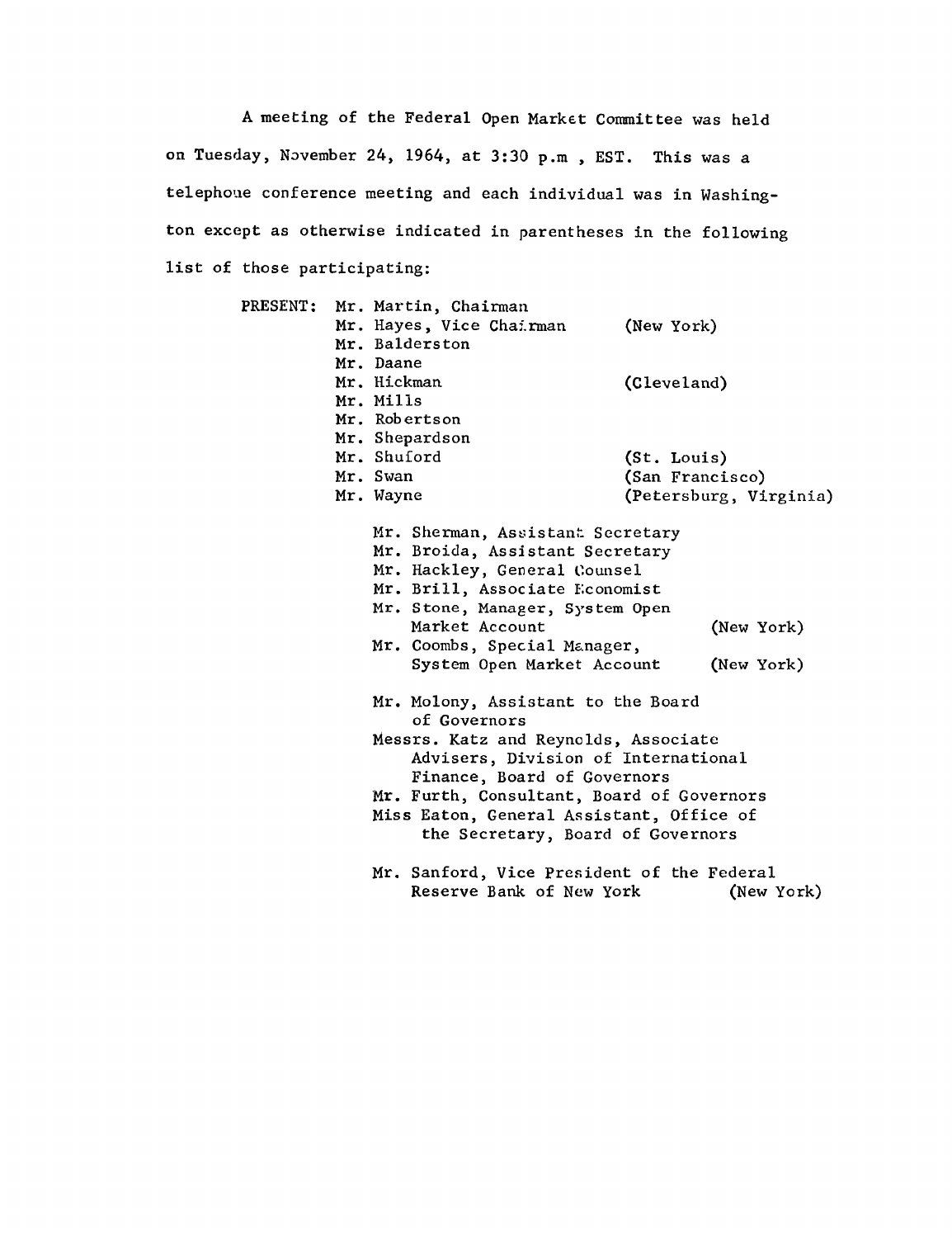A meeting of the Federal Open Market Committee was held on Tuesday, November 24, 1964, at 3:30 p.m , EST. This was a telephone conference meeting and each individual was in Washington except as otherwise indicated in parentheses in the following list of those participating:

PRESENT:
- Mr. Martin, Chairman
- Mr. Hayes, Vice Chairman (New York)
- Mr. Balderston
- Mr. Daane
- Mr. Hickman (Cleveland)
- Mr. Mills
- Mr. Robertson
- Mr. Shepardson
- Mr. Shuford (St. Louis)
- Mr. Swan (San Francisco)
- Mr. Wayne (Petersburg, Virginia)

- Mr. Sherman, Assistant Secretary
- Mr. Broida, Assistant Secretary
- Mr. Hackley, General Counsel
- Mr. Brill, Associate Economist
- Mr. Stone, Manager, System Open Market Account (New York)
- Mr. Coombs, Special Manager, System Open Market Account (New York)

- Mr. Molony, Assistant to the Board of Governors
- Messrs. Katz and Reynolds, Associate Advisers, Division of International Finance, Board of Governors
- Mr. Furth, Consultant, Board of Governors
- Miss Eaton, General Assistant, Office of the Secretary, Board of Governors

- Mr. Sanford, Vice President of the Federal Reserve Bank of New York (New York)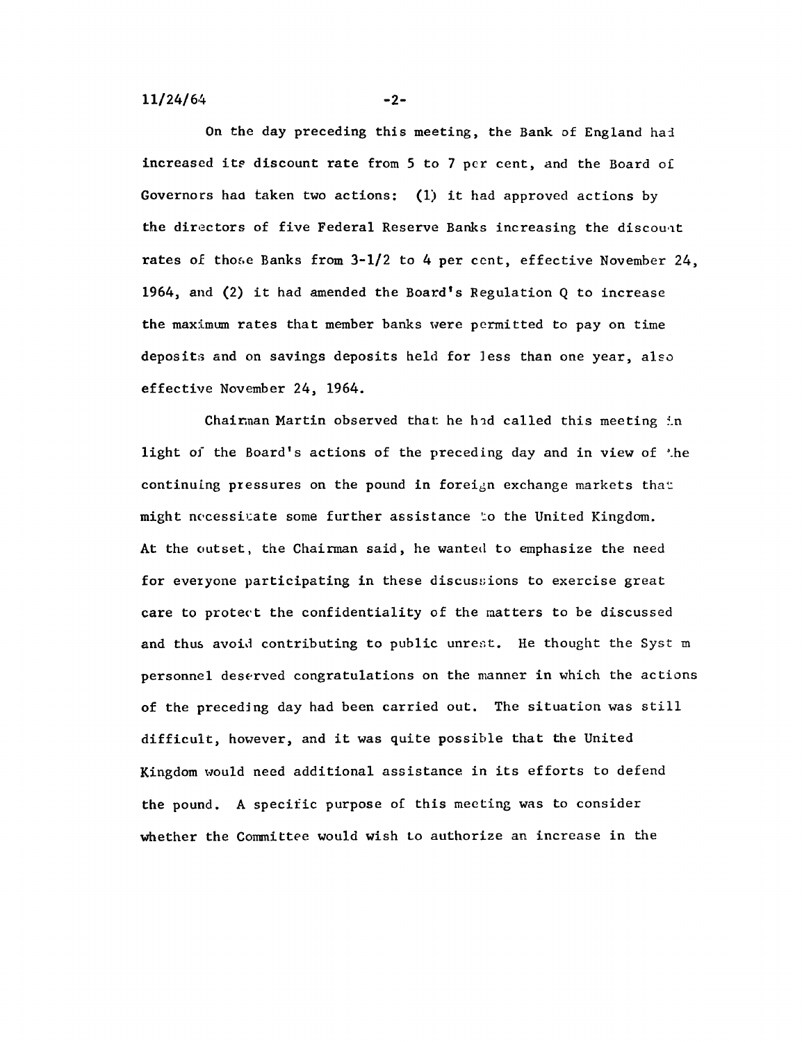On the day preceding this meeting, the Bank of England had increased its discount rate from 5 to 7 per cent, and the Board of Governors had taken two actions: (1) it had approved actions by the directors of five Federal Reserve Banks increasing the discount rates of those Banks from 3-1/2 to 4 per cent, effective November 24, 1964, and (2) it had amended the Board's Regulation Q to increase the maximum rates that member banks were permitted to pay on time deposits and on savings deposits held for less than one year, also effective November 24, 1964.

Chairman Martin observed that he had called this meeting in light of the Board's actions of the preceding day and in view of the continuing pressures on the pound in foreign exchange markets that might necessitate some further assistance to the United Kingdom. At the outset, the Chairman said, he wanted to emphasize the need for everyone participating in these discussions to exercise great care to protect the confidentiality of the matters to be discussed and thus avoid contributing to public unrest. He thought the System personnel deserved congratulations on the manner in which the actions of the preceding day had been carried out. The situation was still difficult, however, and it was quite possible that the United Kingdom would need additional assistance in its efforts to defend the pound. A specific purpose of this meeting was to consider whether the Committee would wish to authorize an increase in the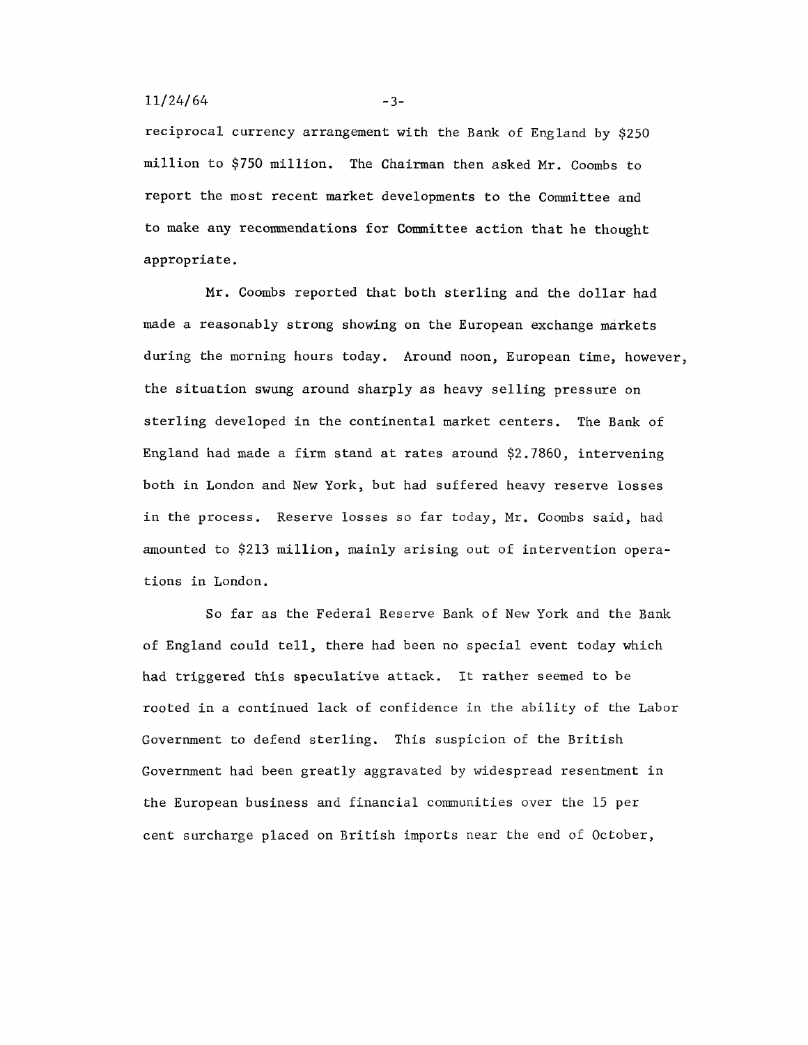reciprocal currency arrangement with the Bank of England by $250 million to $750 million. The Chairman then asked Mr. Coombs to report the most recent market developments to the Committee and to make any recommendations for Committee action that he thought appropriate.

Mr. Coombs reported that both sterling and the dollar had made a reasonably strong showing on the European exchange markets during the morning hours today. Around noon, European time, however, the situation swung around sharply as heavy selling pressure on sterling developed in the continental market centers. The Bank of England had made a firm stand at rates around $2.7860, intervening both in London and New York, but had suffered heavy reserve losses in the process. Reserve losses so far today, Mr. Coombs said, had amounted to $213 million, mainly arising out of intervention operations in London.

So far as the Federal Reserve Bank of New York and the Bank of England could tell, there had been no special event today which had triggered this speculative attack. It rather seemed to be rooted in a continued lack of confidence in the ability of the Labor Government to defend sterling. This suspicion of the British Government had been greatly aggravated by widespread resentment in the European business and financial communities over the 15 per cent surcharge placed on British imports near the end of October,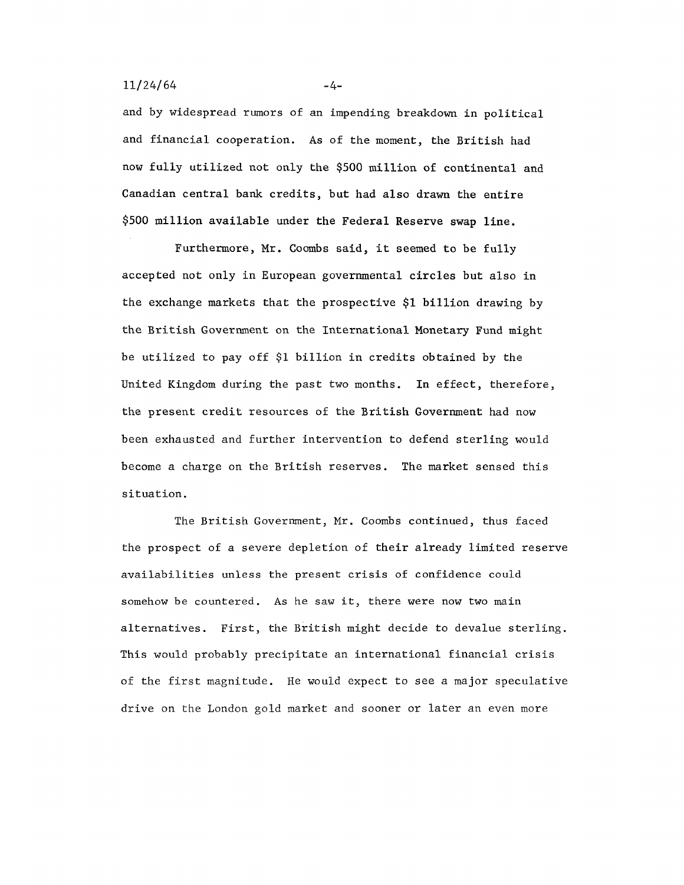and by widespread rumors of an impending breakdown in political and financial cooperation. As of the moment, the British had now fully utilized not only the $500 million of continental and Canadian central bank credits, but had also drawn the entire $500 million available under the Federal Reserve swap line.

Furthermore, Mr. Coombs said, it seemed to be fully accepted not only in European governmental circles but also in the exchange markets that the prospective $1 billion drawing by the British Government on the International Monetary Fund might be utilized to pay off $1 billion in credits obtained by the United Kingdom during the past two months. In effect, therefore, the present credit resources of the British Government had now been exhausted and further intervention to defend sterling would become a charge on the British reserves. The market sensed this situation.

The British Government, Mr. Coombs continued, thus faced the prospect of a severe depletion of their already limited reserve availabilities unless the present crisis of confidence could somehow be countered. As he saw it, there were now two main alternatives. First, the British might decide to devalue sterling. This would probably precipitate an international financial crisis of the first magnitude. He would expect to see a major speculative drive on the London gold market and sooner or later an even more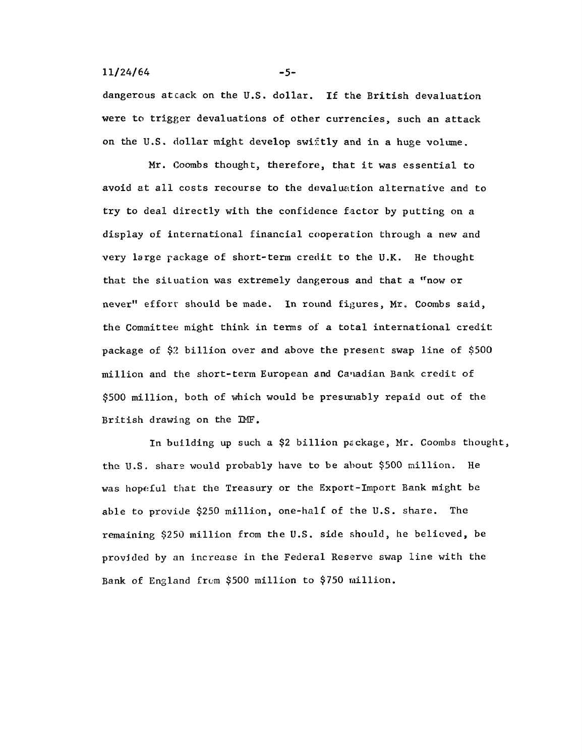dangerous attack on the U.S. dollar. If the British devaluation were to trigger devaluations of other currencies, such an attack on the U.S. dollar might develop swiftly and in a huge volume.

Mr. Coombs thought, therefore, that it was essential to avoid at all costs recourse to the devaluation alternative and to try to deal directly with the confidence factor by putting on a display of international financial cooperation through a new and very large package of short-term credit to the U.K. He thought that the situation was extremely dangerous and that a "now or never" effort should be made. In round figures, Mr. Coombs said, the Committee might think in terms of a total international credit package of $2 billion over and above the present swap line of $500 million and the short-term European and Canadian Bank credit of $500 million, both of which would be presumably repaid out of the British drawing on the IMF.

In building up such a $2 billion package, Mr. Coombs thought, the U.S. share would probably have to be about $500 million. He was hopeful that the Treasury or the Export-Import Bank might be able to provide $250 million, one-half of the U.S. share. The remaining $250 million from the U.S. side should, he believed, be provided by an increase in the Federal Reserve swap line with the Bank of England from $500 million to $750 million.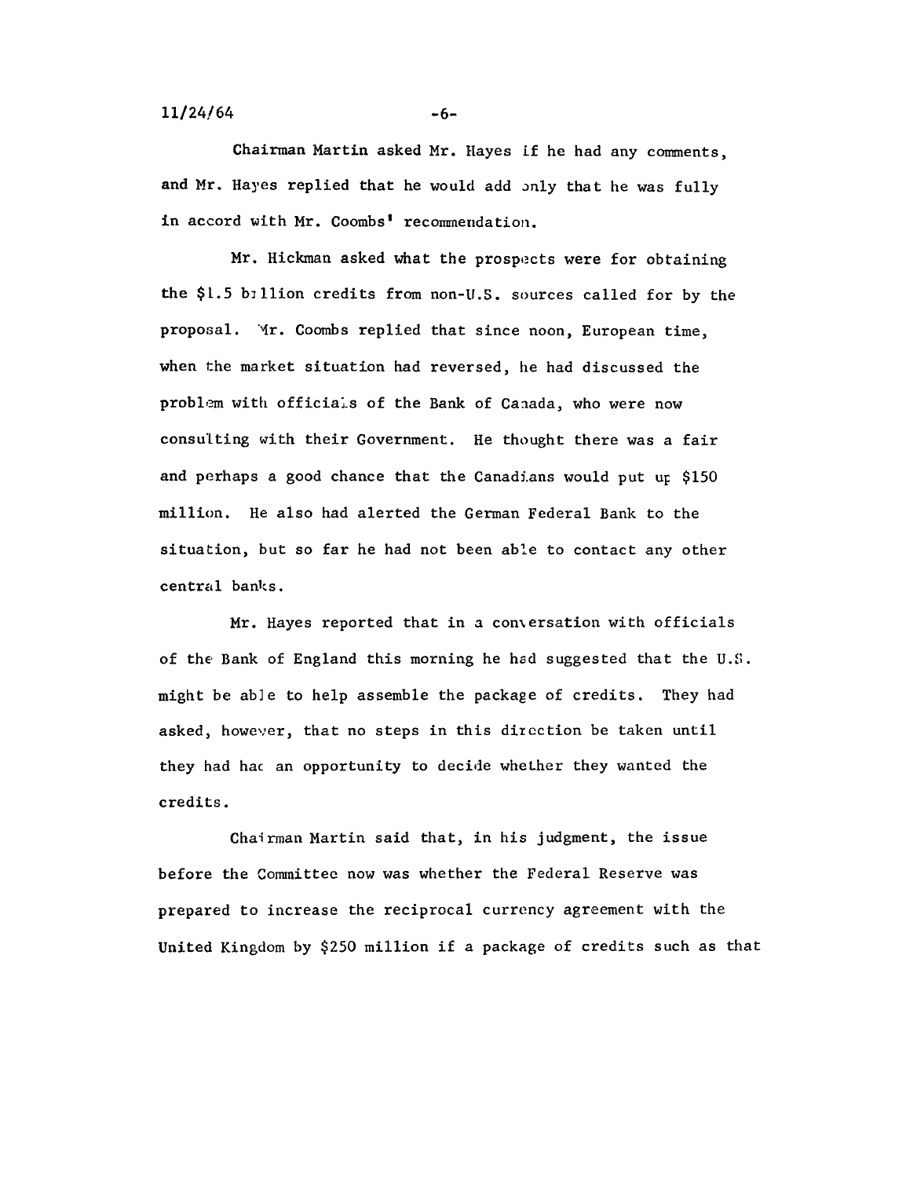Chairman Martin asked Mr. Hayes if he had any comments, and Mr. Hayes replied that he would add only that he was fully in accord with Mr. Coombs' recommendation.

Mr. Hickman asked what the prospects were for obtaining the $1.5 billion credits from non-U.S. sources called for by the proposal. Mr. Coombs replied that since noon, European time, when the market situation had reversed, he had discussed the problem with officials of the Bank of Canada, who were now consulting with their Government. He thought there was a fair and perhaps a good chance that the Canadians would put up $150 million. He also had alerted the German Federal Bank to the situation, but so far he had not been able to contact any other central banks.

Mr. Hayes reported that in a conversation with officials of the Bank of England this morning he had suggested that the U.S. might be able to help assemble the package of credits. They had asked, however, that no steps in this direction be taken until they had had an opportunity to decide whether they wanted the credits.

Chairman Martin said that, in his judgment, the issue before the Committee now was whether the Federal Reserve was prepared to increase the reciprocal currency agreement with the United Kingdom by $250 million if a package of credits such as that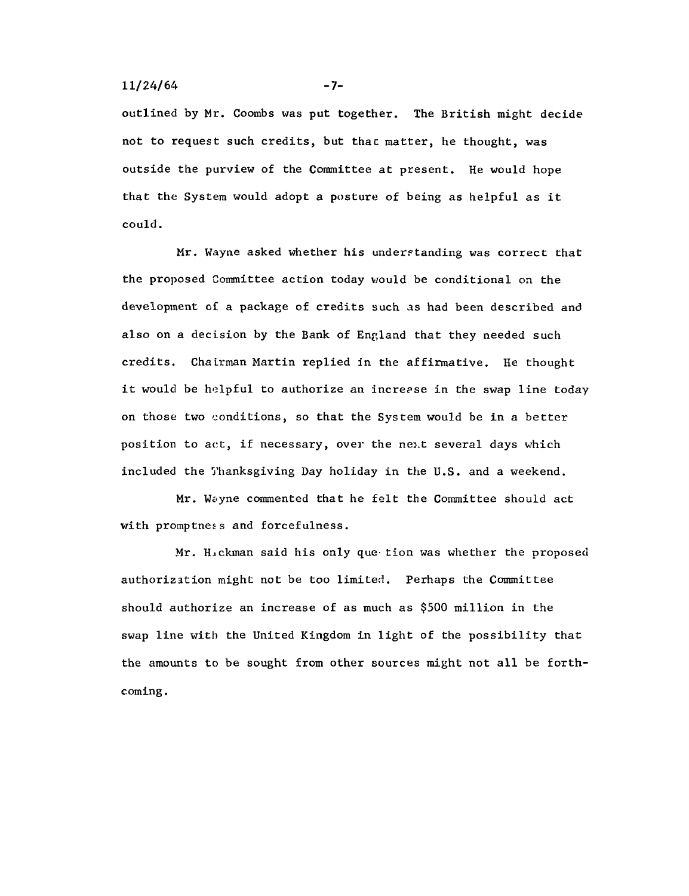outlined by Mr. Coombs was put together. The British might decide not to request such credits, but that matter, he thought, was outside the purview of the Committee at present. He would hope that the System would adopt a posture of being as helpful as it could.

Mr. Wayne asked whether his understanding was correct that the proposed Committee action today would be conditional on the development of a package of credits such as had been described and also on a decision by the Bank of England that they needed such credits. Chairman Martin replied in the affirmative. He thought it would be helpful to authorize an increase in the swap line today on those two conditions, so that the System would be in a better position to act, if necessary, over the next several days which included the Thanksgiving Day holiday in the U.S. and a weekend.

Mr. Wayne commented that he felt the Committee should act with promptness and forcefulness.

Mr. Hickman said his only question was whether the proposed authorization might not be too limited. Perhaps the Committee should authorize an increase of as much as $500 million in the swap line with the United Kingdom in light of the possibility that the amounts to be sought from other sources might not all be forthcoming.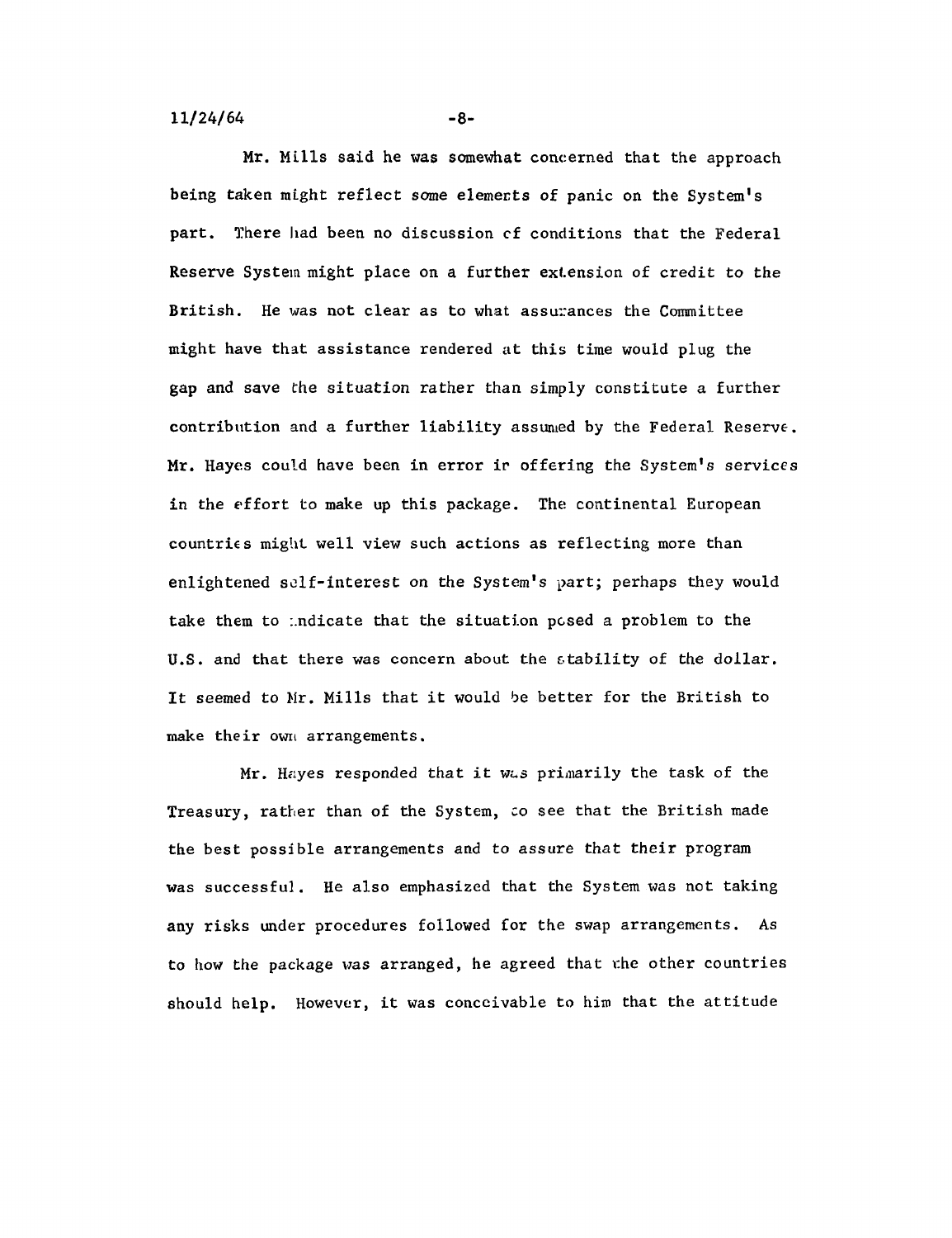Mr. Mills said he was somewhat concerned that the approach being taken might reflect some elements of panic on the System's part. There had been no discussion of conditions that the Federal Reserve System might place on a further extension of credit to the British. He was not clear as to what assurances the Committee might have that assistance rendered at this time would plug the gap and save the situation rather than simply constitute a further contribution and a further liability assumed by the Federal Reserve. Mr. Hayes could have been in error in offering the System's services in the effort to make up this package. The continental European countries might well view such actions as reflecting more than enlightened self-interest on the System's part; perhaps they would take them to indicate that the situation posed a problem to the U.S. and that there was concern about the stability of the dollar. It seemed to Mr. Mills that it would be better for the British to make their own arrangements.

Mr. Hayes responded that it was primarily the task of the Treasury, rather than of the System, to see that the British made the best possible arrangements and to assure that their program was successful. He also emphasized that the System was not taking any risks under procedures followed for the swap arrangements. As to how the package was arranged, he agreed that the other countries should help. However, it was conceivable to him that the attitude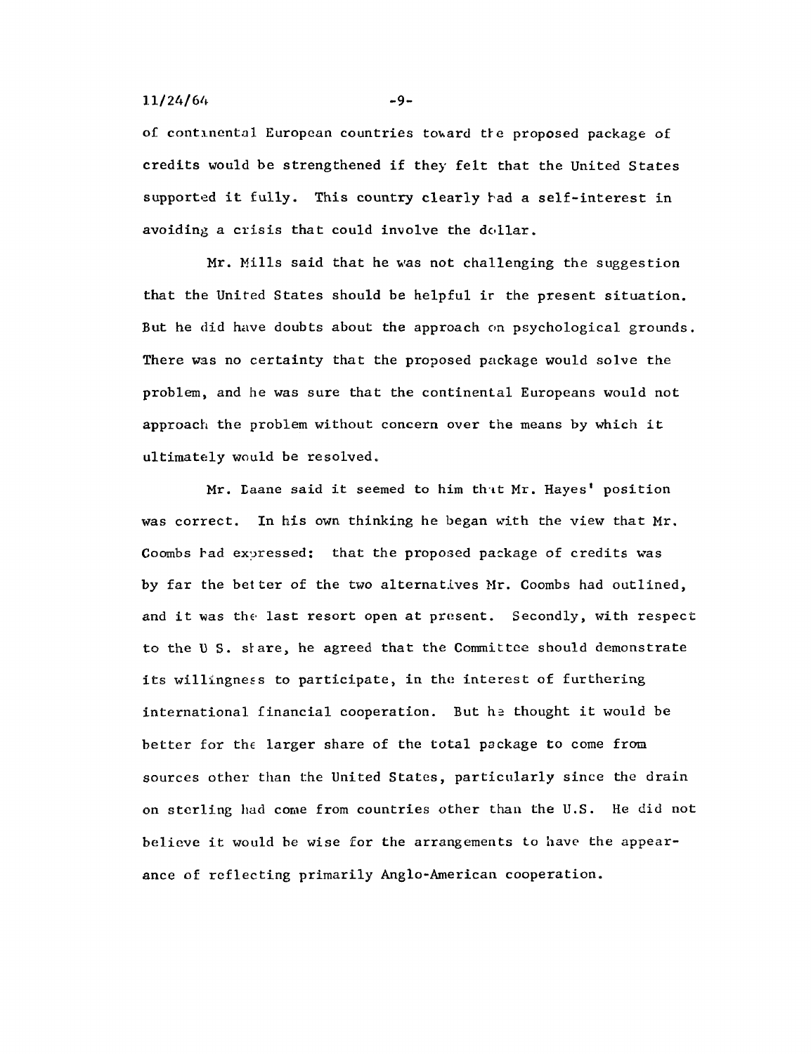of continental European countries toward the proposed package of credits would be strengthened if they felt that the United States supported it fully. This country clearly had a self-interest in avoiding a crisis that could involve the dollar.

Mr. Mills said that he was not challenging the suggestion that the United States should be helpful in the present situation. But he did have doubts about the approach on psychological grounds. There was no certainty that the proposed package would solve the problem, and he was sure that the continental Europeans would not approach the problem without concern over the means by which it ultimately would be resolved.

Mr. Daane said it seemed to him that Mr. Hayes' position was correct. In his own thinking he began with the view that Mr. Coombs had expressed: that the proposed package of credits was by far the better of the two alternatives Mr. Coombs had outlined, and it was the last resort open at present. Secondly, with respect to the U.S. share, he agreed that the Committee should demonstrate its willingness to participate, in the interest of furthering international financial cooperation. But he thought it would be better for the larger share of the total package to come from sources other than the United States, particularly since the drain on sterling had come from countries other than the U.S. He did not believe it would be wise for the arrangements to have the appearance of reflecting primarily Anglo-American cooperation.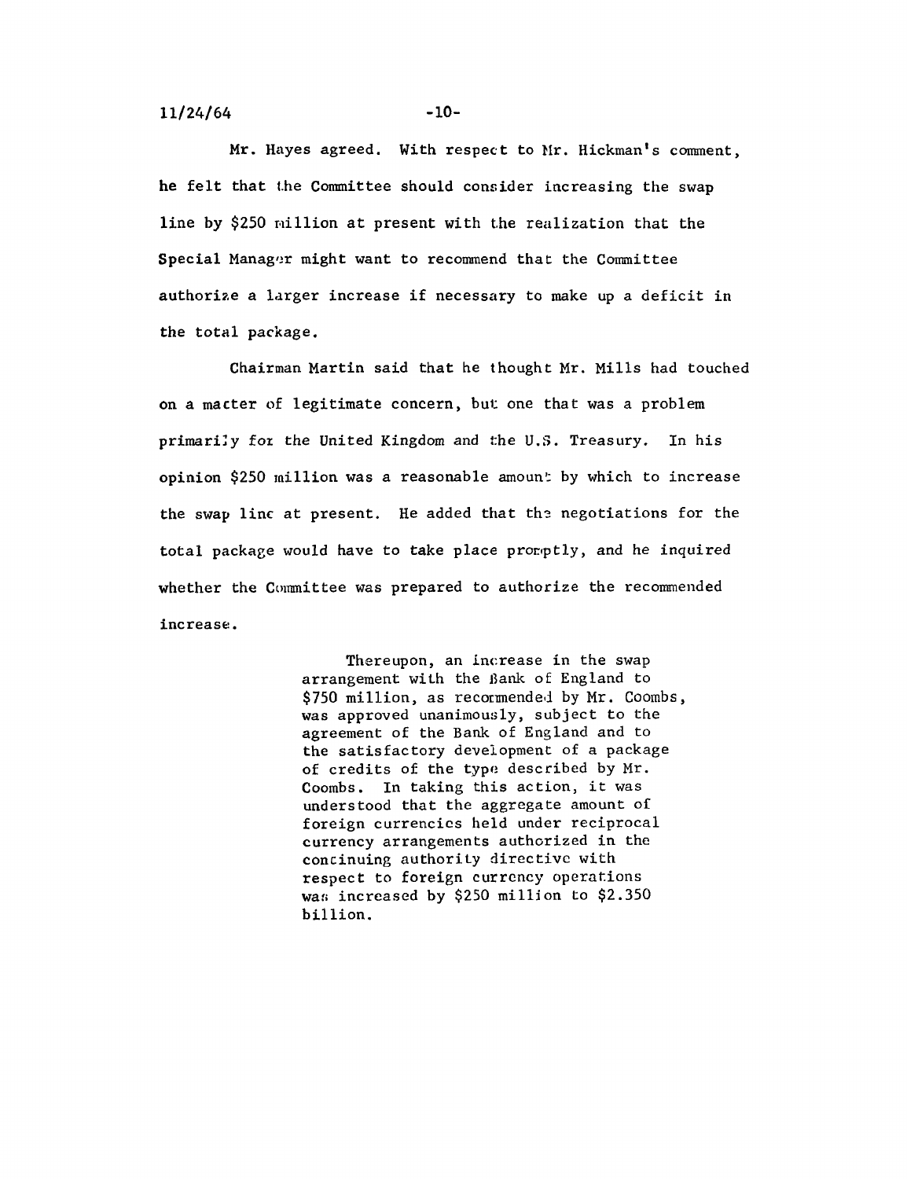Mr. Hayes agreed. With respect to Mr. Hickman's comment, he felt that the Committee should consider increasing the swap line by $250 million at present with the realization that the Special Manager might want to recommend that the Committee authorize a larger increase if necessary to make up a deficit in the total package.

Chairman Martin said that he thought Mr. Mills had touched on a matter of legitimate concern, but one that was a problem primarily for the United Kingdom and the U.S. Treasury. In his opinion $250 million was a reasonable amount by which to increase the swap line at present. He added that the negotiations for the total package would have to take place promptly, and he inquired whether the Committee was prepared to authorize the recommended increase.

> Thereupon, an increase in the swap arrangement with the Bank of England to $750 million, as recommended by Mr. Coombs, was approved unanimously, subject to the agreement of the Bank of England and to the satisfactory development of a package of credits of the type described by Mr. Coombs. In taking this action, it was understood that the aggregate amount of foreign currencies held under reciprocal currency arrangements authorized in the continuing authority directive with respect to foreign currency operations was increased by $250 million to $2.350 billion.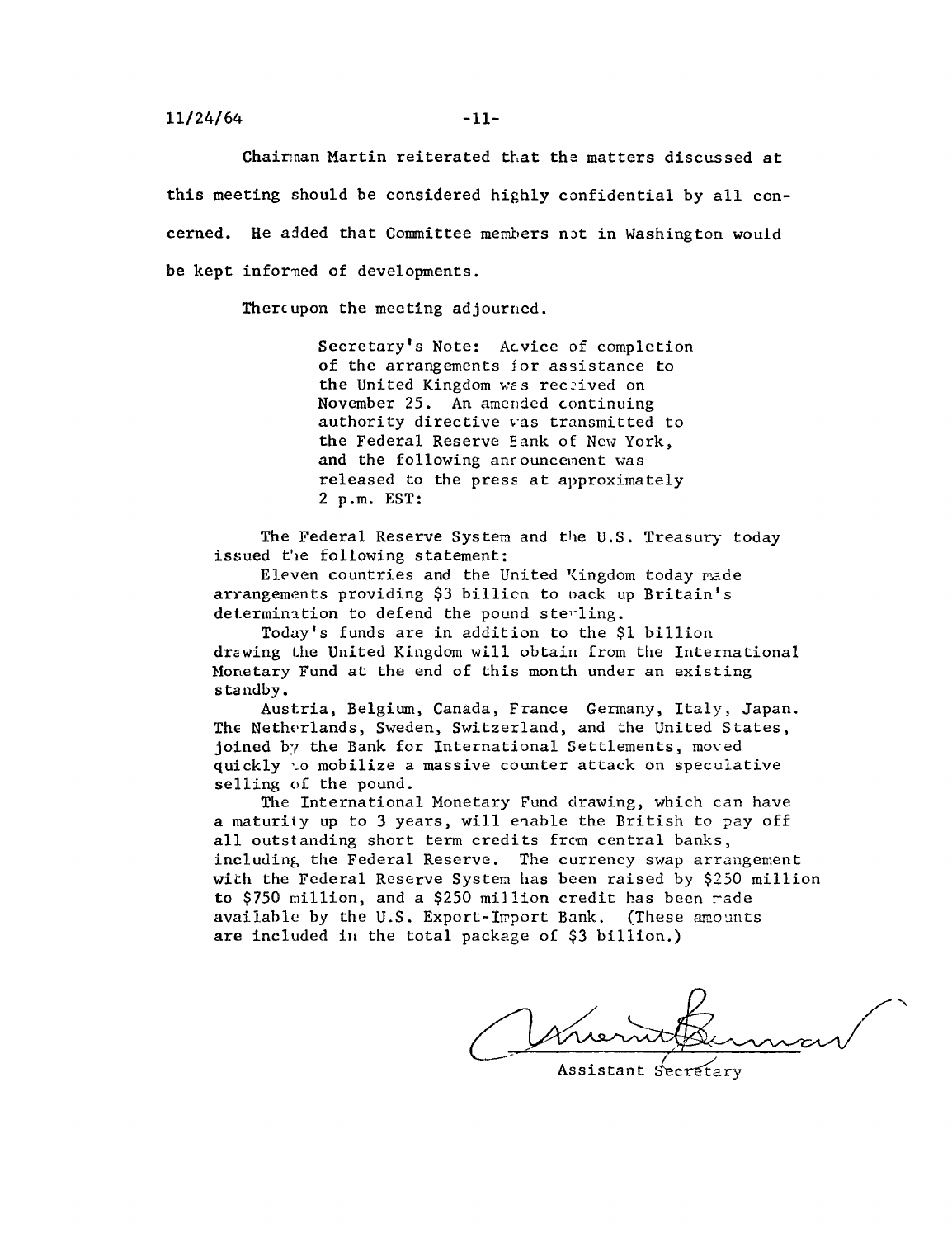Chairman Martin reiterated that the matters discussed at this meeting should be considered highly confidential by all concerned. He added that Committee members not in Washington would be kept informed of developments.

Thereupon the meeting adjourned.

> Secretary's Note: Advice of completion of the arrangements for assistance to the United Kingdom was received on November 25. An amended continuing authority directive was transmitted to the Federal Reserve Bank of New York, and the following announcement was released to the press at approximately 2 p.m. EST:

> The Federal Reserve System and the U.S. Treasury today issued the following statement:
>
> Eleven countries and the United Kingdom today made arrangements providing $3 billion to back up Britain's determination to defend the pound sterling.
>
> Today's funds are in addition to the $1 billion drawing the United Kingdom will obtain from the International Monetary Fund at the end of this month under an existing standby.
>
> Austria, Belgium, Canada, France Germany, Italy, Japan. The Netherlands, Sweden, Switzerland, and the United States, joined by the Bank for International Settlements, moved quickly to mobilize a massive counter attack on speculative selling of the pound.
>
> The International Monetary Fund drawing, which can have a maturity up to 3 years, will enable the British to pay off all outstanding short term credits from central banks, including the Federal Reserve. The currency swap arrangement with the Federal Reserve System has been raised by $250 million to $750 million, and a $250 million credit has been made available by the U.S. Export-Import Bank. (These amounts are included in the total package of $3 billion.)

Assistant Secretary